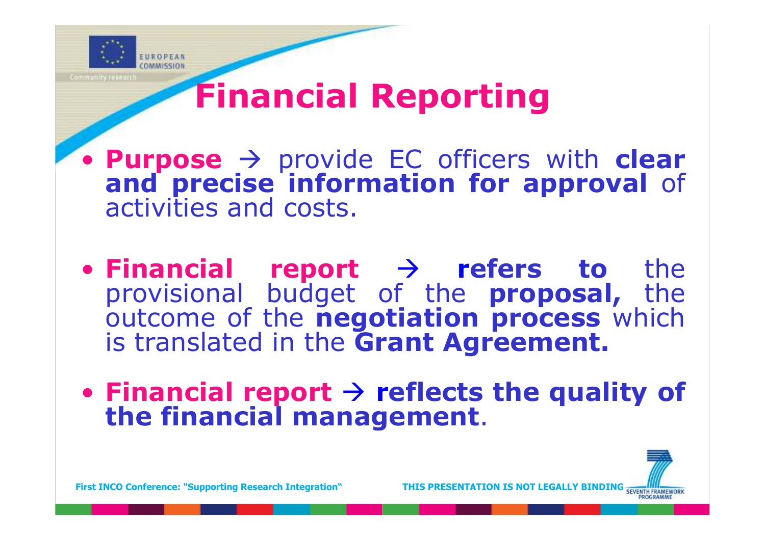# Financial Reporting

- **Purpose** → provide EC officers with **clear and precise information for approval** of activities and costs.
- **Financial report** → **refers to** the provisional budget of the **proposal,** the outcome of the **negotiation process** which is translated in the **Grant Agreement.**
- **Financial report** → **reflects the quality of the financial management**.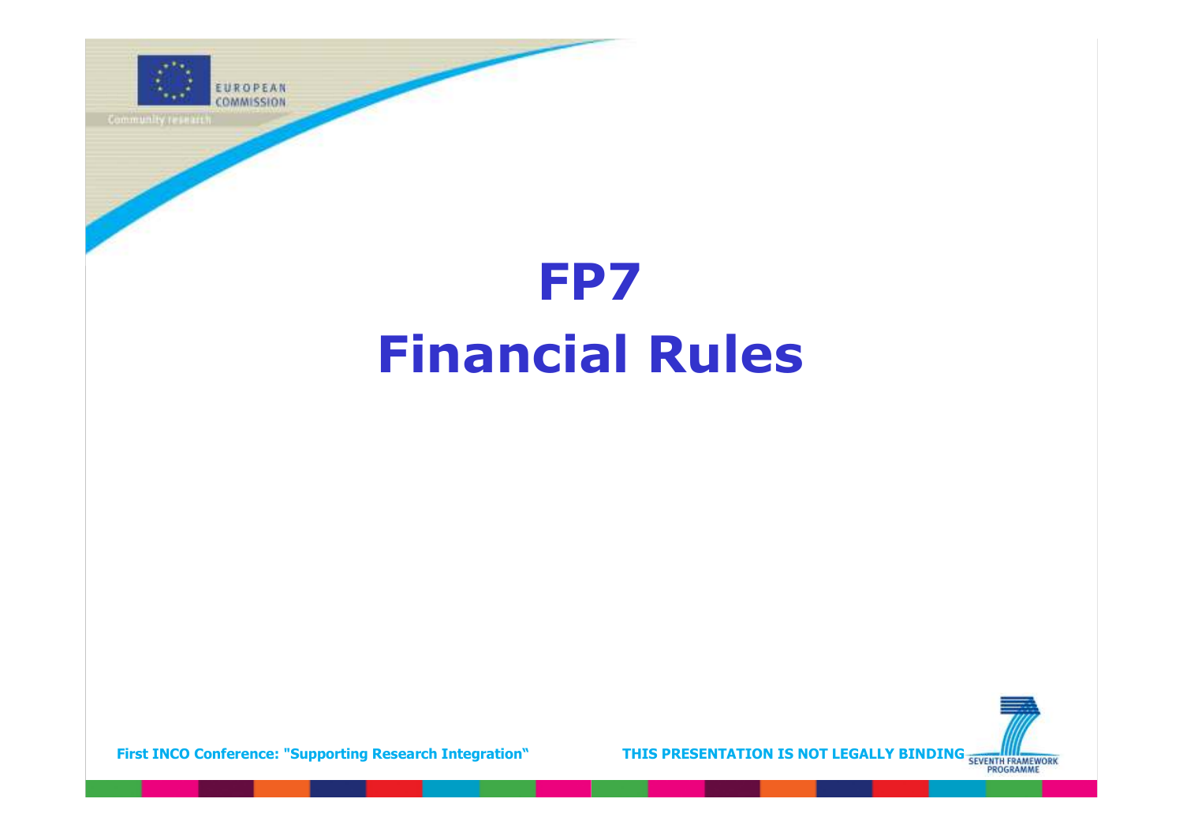# FP7
# Financial Rules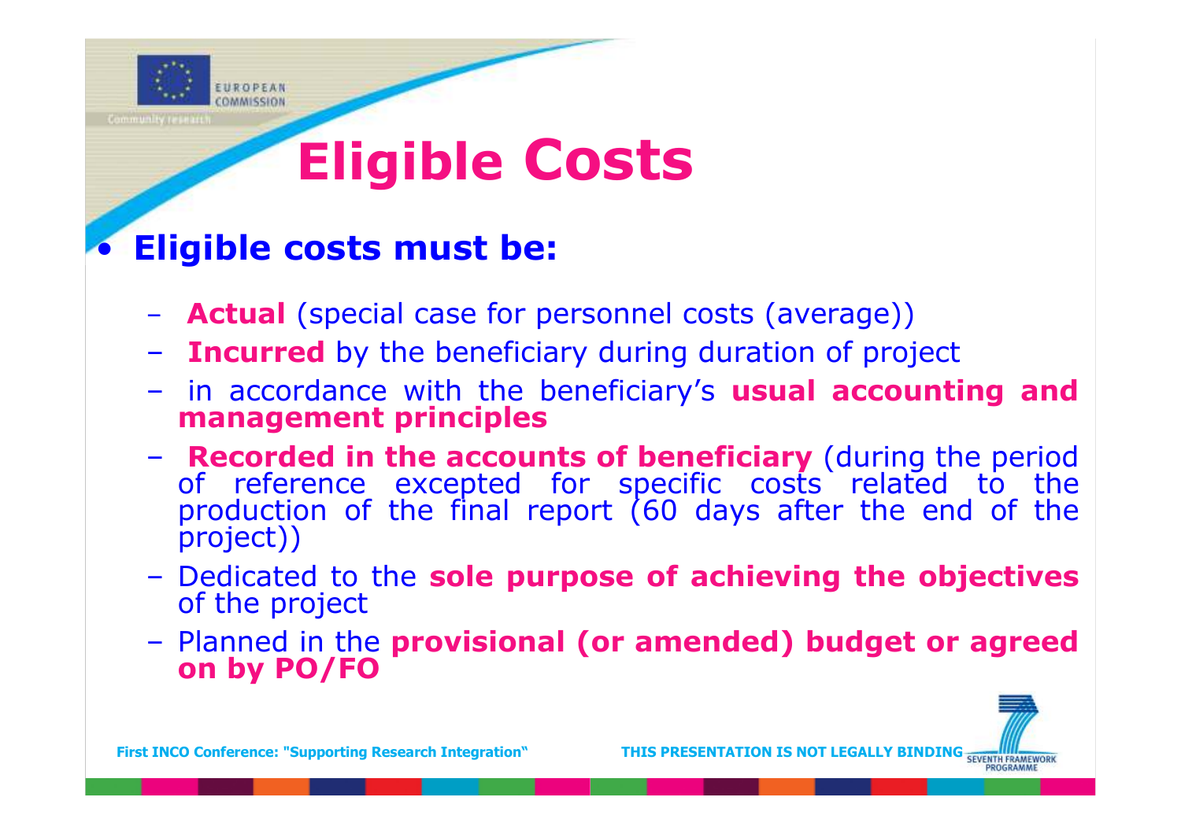# Eligible Costs

- **Eligible costs must be:**
  - **Actual** (special case for personnel costs (average))
  - **Incurred** by the beneficiary during duration of project
  - in accordance with the beneficiary's **usual accounting and management principles**
  - **Recorded in the accounts of beneficiary** (during the period of reference excepted for specific costs related to the production of the final report (60 days after the end of the project))
  - Dedicated to the **sole purpose of achieving the objectives** of the project
  - Planned in the **provisional (or amended) budget or agreed on by PO/FO**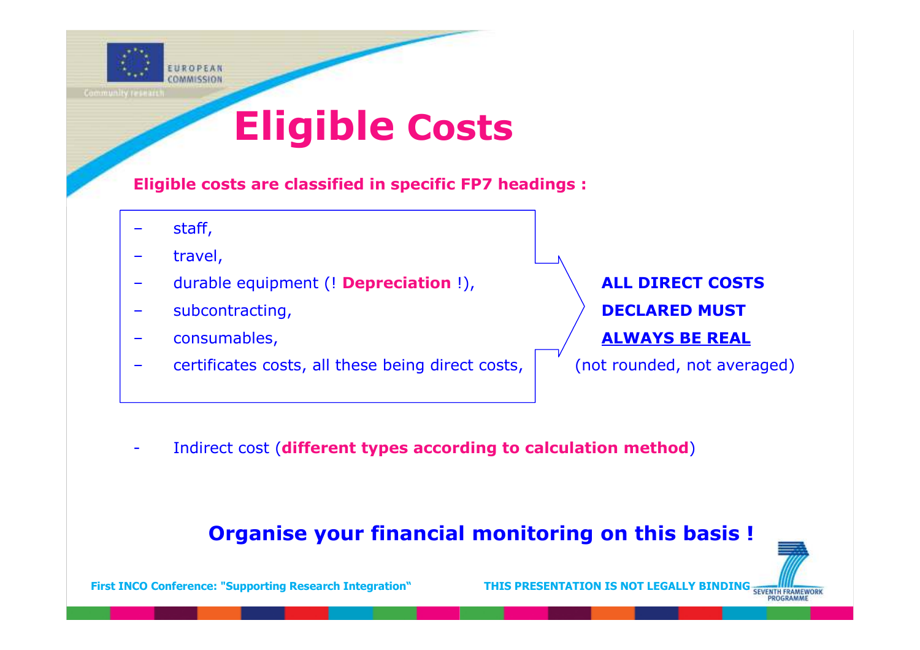# Eligible Costs

**Eligible costs are classified in specific FP7 headings :**

- staff,
- travel,
- durable equipment (! **Depreciation** !),
- subcontracting,
- consumables,
- certificates costs, all these being direct costs,

**ALL DIRECT COSTS DECLARED MUST ALWAYS BE REAL**
(not rounded, not averaged)

- Indirect cost (**different types according to calculation method**)

**Organise your financial monitoring on this basis !**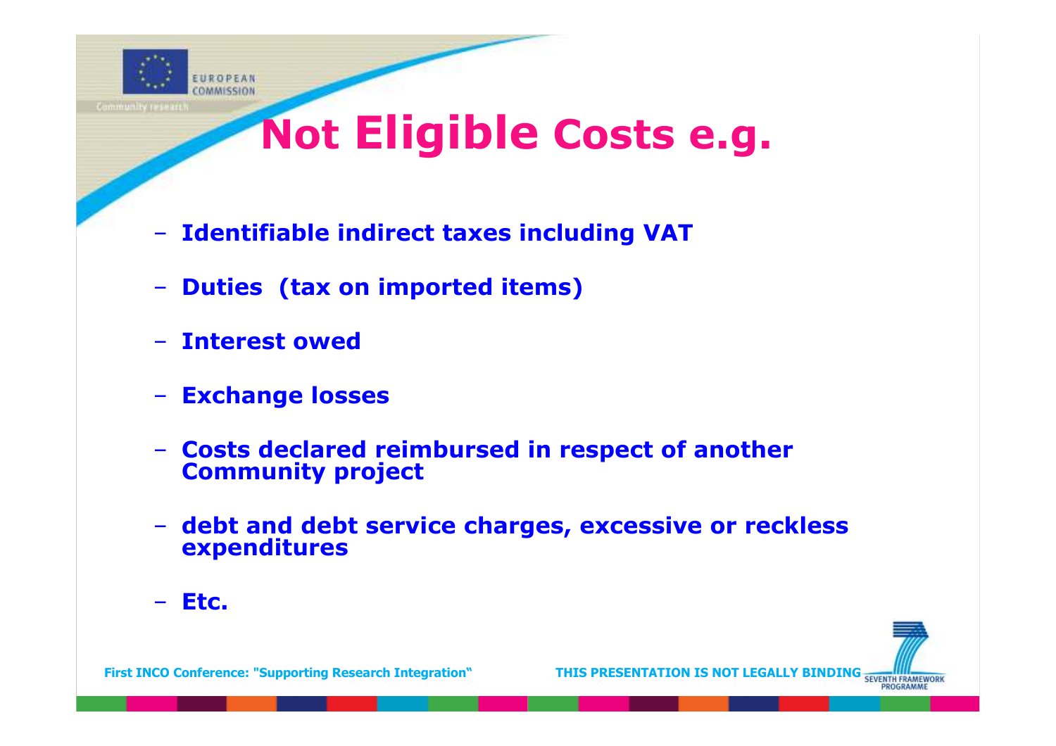# Not Eligible Costs e.g.

- Identifiable indirect taxes including VAT
- Duties (tax on imported items)
- Interest owed
- Exchange losses
- Costs declared reimbursed in respect of another Community project
- debt and debt service charges, excessive or reckless expenditures
- Etc.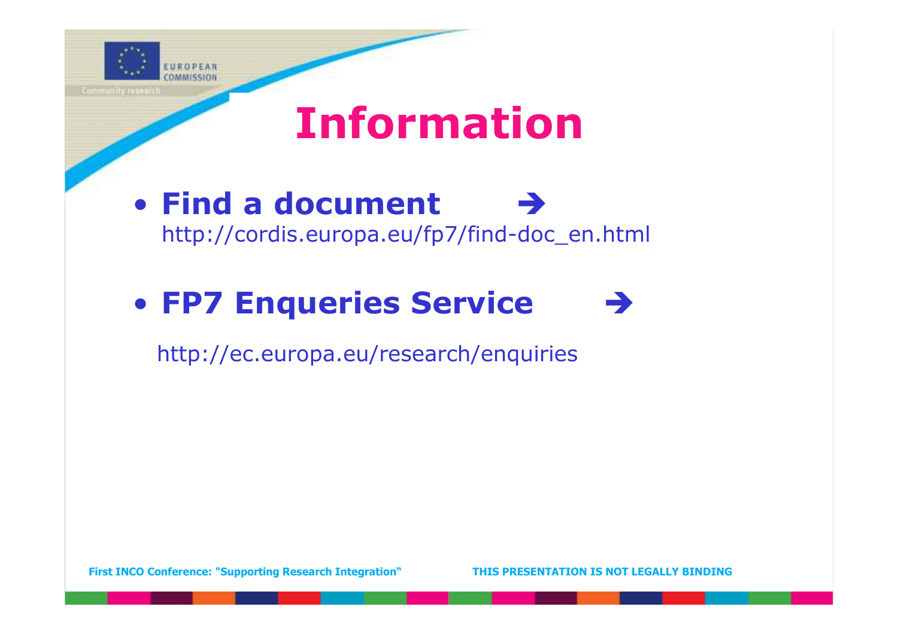# Information

- **Find a document** → http://cordis.europa.eu/fp7/find-doc_en.html

- **FP7 Enqueries Service** →

  http://ec.europa.eu/research/enquiries